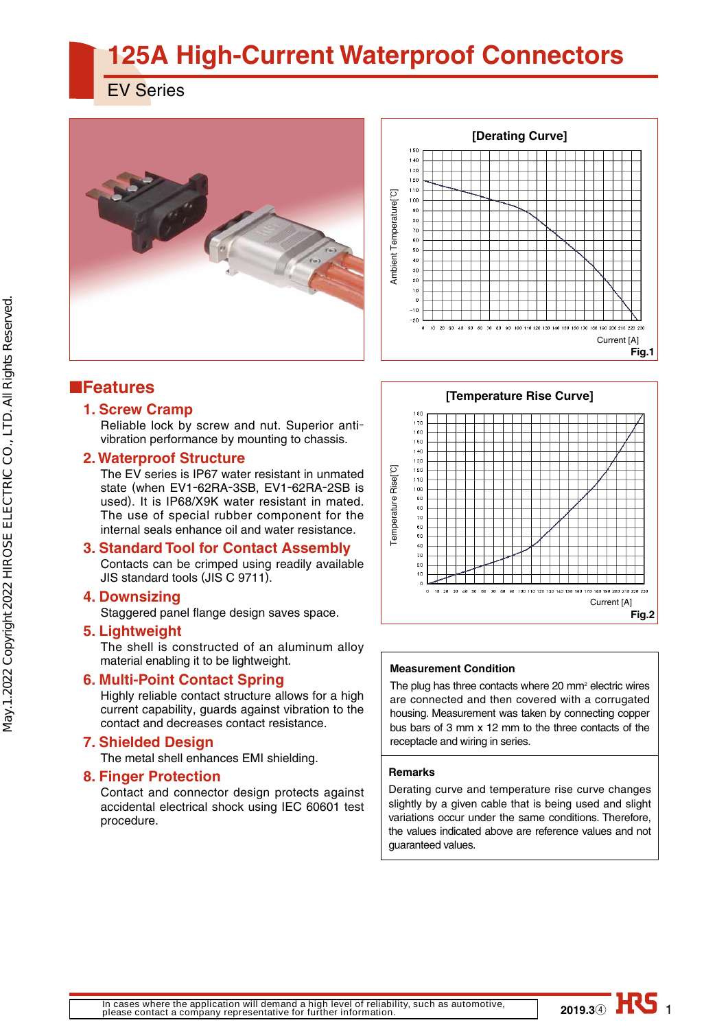# 125A High-Current Waterproof Connectors

EV Series

[Derating Curve]

Fig.1

[Temperature Rise Curve]

Fig.2

## ■Features

### 1. Screw Cramp

Reliable lock by screw and nut. Superior anti-vibration performance by mounting to chassis.

### 2. Waterproof Structure

The EV series is IP67 water resistant in unmated state (when EV1-62RA-3SB, EV1-62RA-2SB is used). It is IP68/X9K water resistant in mated. The use of special rubber component for the internal seals enhance oil and water resistance.

### 3. Standard Tool for Contact Assembly

Contacts can be crimped using readily available JIS standard tools (JIS C 9711).

### 4. Downsizing

Staggered panel flange design saves space.

### 5. Lightweight

The shell is constructed of an aluminum alloy material enabling it to be lightweight.

### 6. Multi-Point Contact Spring

Highly reliable contact structure allows for a high current capability, guards against vibration to the contact and decreases contact resistance.

### 7. Shielded Design

The metal shell enhances EMI shielding.

### 8. Finger Protection

Contact and connector design protects against accidental electrical shock using IEC 60601 test procedure.

**Measurement Condition**

The plug has three contacts where 20 mm$^2$ electric wires are connected and then covered with a corrugated housing. Measurement was taken by connecting copper bus bars of 3 mm x 12 mm to the three contacts of the receptacle and wiring in series.

**Remarks**

Derating curve and temperature rise curve changes slightly by a given cable that is being used and slight variations occur under the same conditions. Therefore, the values indicated above are reference values and not guaranteed values.

In cases where the application will demand a high level of reliability, such as automotive, please contact a company representative for further information.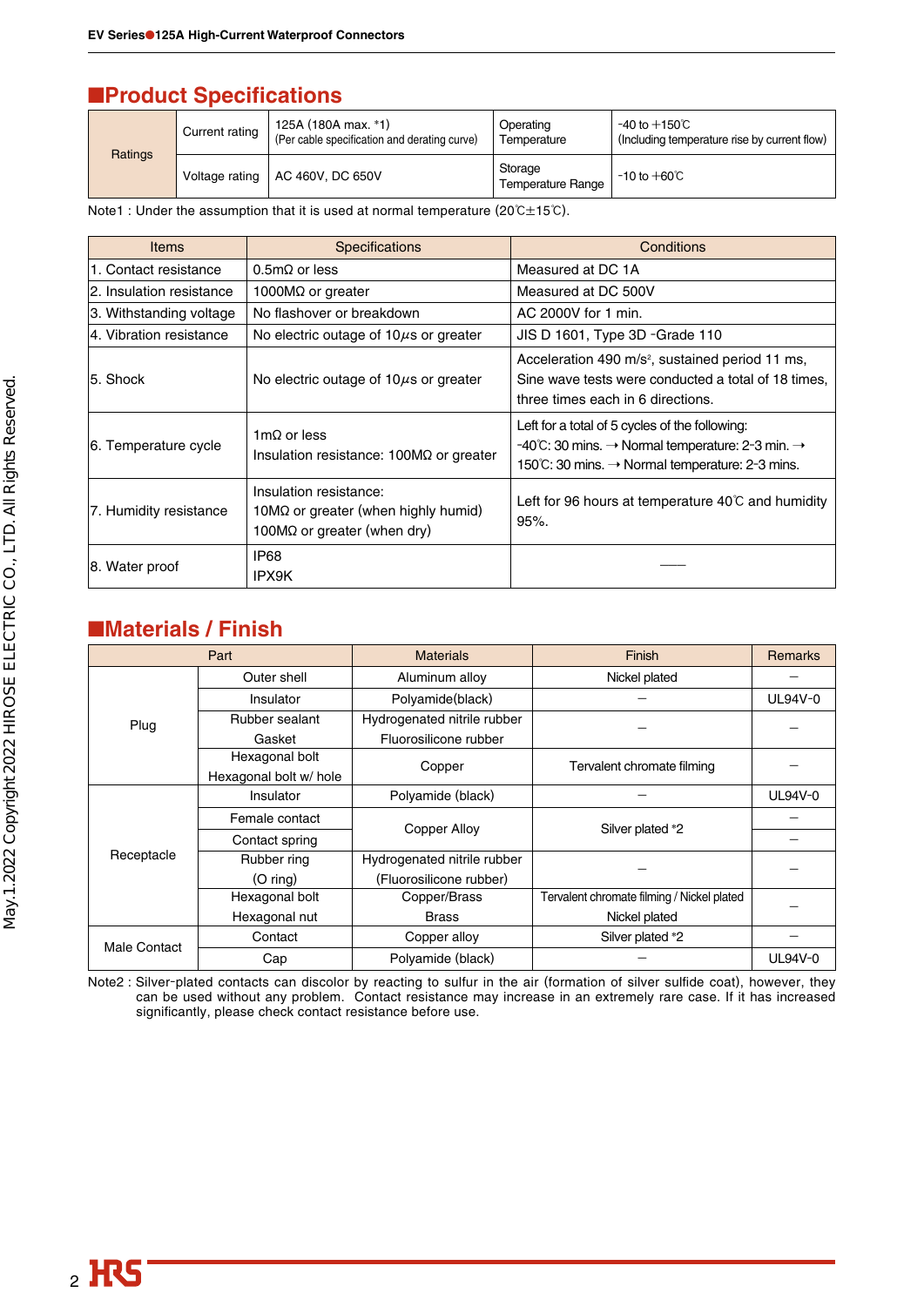## Product Specifications

| Ratings | | | | |
|---|---|---|---|---|
| Ratings | Current rating | 125A (180A max. *1) (Per cable specification and derating curve) | Operating Temperature | -40 to +150℃ (Including temperature rise by current flow) |
| | Voltage rating | AC 460V, DC 650V | Storage Temperature Range | -10 to +60℃ |

Note1 : Under the assumption that it is used at normal temperature (20℃±15℃).

| Items | Specifications | Conditions |
|---|---|---|
| 1. Contact resistance | 0.5mΩ or less | Measured at DC 1A |
| 2. Insulation resistance | 1000MΩ or greater | Measured at DC 500V |
| 3. Withstanding voltage | No flashover or breakdown | AC 2000V for 1 min. |
| 4. Vibration resistance | No electric outage of 10$\mu$s or greater | JIS D 1601, Type 3D -Grade 110 |
| 5. Shock | No electric outage of 10$\mu$s or greater | Acceleration 490 m/s$^2$, sustained period 11 ms, Sine wave tests were conducted a total of 18 times, three times each in 6 directions. |
| 6. Temperature cycle | 1mΩ or less<br>Insulation resistance: 100MΩ or greater | Left for a total of 5 cycles of the following: -40℃: 30 mins. → Normal temperature: 2-3 min. → 150℃: 30 mins. → Normal temperature: 2-3 mins. |
| 7. Humidity resistance | Insulation resistance:<br>10MΩ or greater (when highly humid)<br>100MΩ or greater (when dry) | Left for 96 hours at temperature 40℃ and humidity 95%. |
| 8. Water proof | IP68<br>IPX9K | —— |

## Materials / Finish

| Part | | Materials | Finish | Remarks |
|---|---|---|---|---|
| Plug | Outer shell | Aluminum alloy | Nickel plated | – |
| | Insulator | Polyamide(black) | – | UL94V-0 |
| | Rubber sealant<br>Gasket | Hydrogenated nitrile rubber<br>Fluorosilicone rubber | – | – |
| | Hexagonal bolt<br>Hexagonal bolt w/ hole | Copper | Tervalent chromate filming | – |
| Receptacle | Insulator | Polyamide (black) | – | UL94V-0 |
| | Female contact | Copper Alloy | Silver plated *2 | – |
| | Contact spring | Copper Alloy | Silver plated *2 | – |
| | Rubber ring<br>(O ring) | Hydrogenated nitrile rubber<br>(Fluorosilicone rubber) | – | – |
| | Hexagonal bolt<br>Hexagonal nut | Copper/Brass<br>Brass | Tervalent chromate filming / Nickel plated<br>Nickel plated | – |
| Male Contact | Contact | Copper alloy | Silver plated *2 | – |
| | Cap | Polyamide (black) | – | UL94V-0 |

Note2 : Silver-plated contacts can discolor by reacting to sulfur in the air (formation of silver sulfide coat), however, they can be used without any problem. Contact resistance may increase in an extremely rare case. If it has increased significantly, please check contact resistance before use.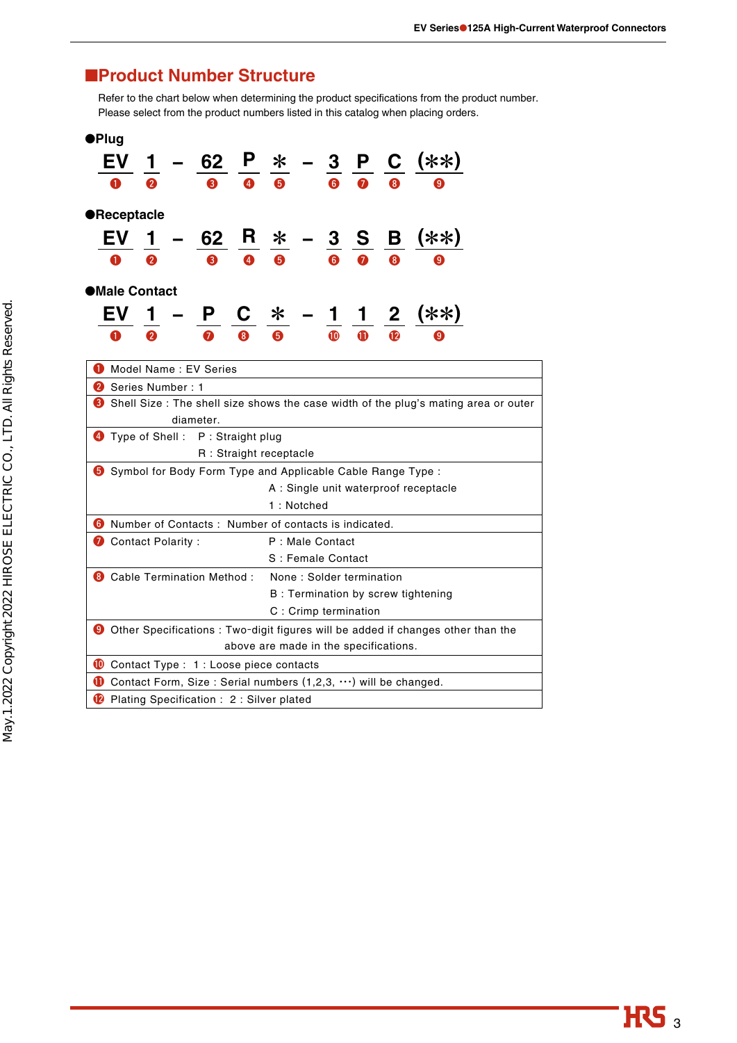## ■Product Number Structure

Refer to the chart below when determining the product specifications from the product number.
Please select from the product numbers listed in this catalog when placing orders.

### ●Plug

| EV | 1 | – | 62 | P | * | – | 3 | P | C | (**) |
|---|---|---|---|---|---|---|---|---|---|---|
| ❶ | ❷ | | ❸ | ❹ | ❺ | | ❻ | ❼ | ❽ | ❾ |

### ●Receptacle

| EV | 1 | – | 62 | R | * | – | 3 | S | B | (**) |
|---|---|---|---|---|---|---|---|---|---|---|
| ❶ | ❷ | | ❸ | ❹ | ❺ | | ❻ | ❼ | ❽ | ❾ |

### ●Male Contact

| EV | 1 | – | P | C | * | – | 1 | 1 | 2 | (**) |
|---|---|---|---|---|---|---|---|---|---|---|
| ❶ | ❷ | | ❼ | ❽ | ❺ | | ❿ | ⓫ | ⓬ | ❾ |

| |
|---|
| ❶ Model Name : EV Series |
| ❷ Series Number : 1 |
| ❸ Shell Size : The shell size shows the case width of the plug's mating area or outer diameter. |
| ❹ Type of Shell : P : Straight plug<br>R : Straight receptacle |
| ❺ Symbol for Body Form Type and Applicable Cable Range Type :<br>A : Single unit waterproof receptacle<br>1 : Notched |
| ❻ Number of Contacts : Number of contacts is indicated. |
| ❼ Contact Polarity : P : Male Contact<br>S : Female Contact |
| ❽ Cable Termination Method : None : Solder termination<br>B : Termination by screw tightening<br>C : Crimp termination |
| ❾ Other Specifications : Two-digit figures will be added if changes other than the above are made in the specifications. |
| ❿ Contact Type : 1 : Loose piece contacts |
| ⓫ Contact Form, Size : Serial numbers (1,2,3, ･･･) will be changed. |
| ⓬ Plating Specification : 2 : Silver plated |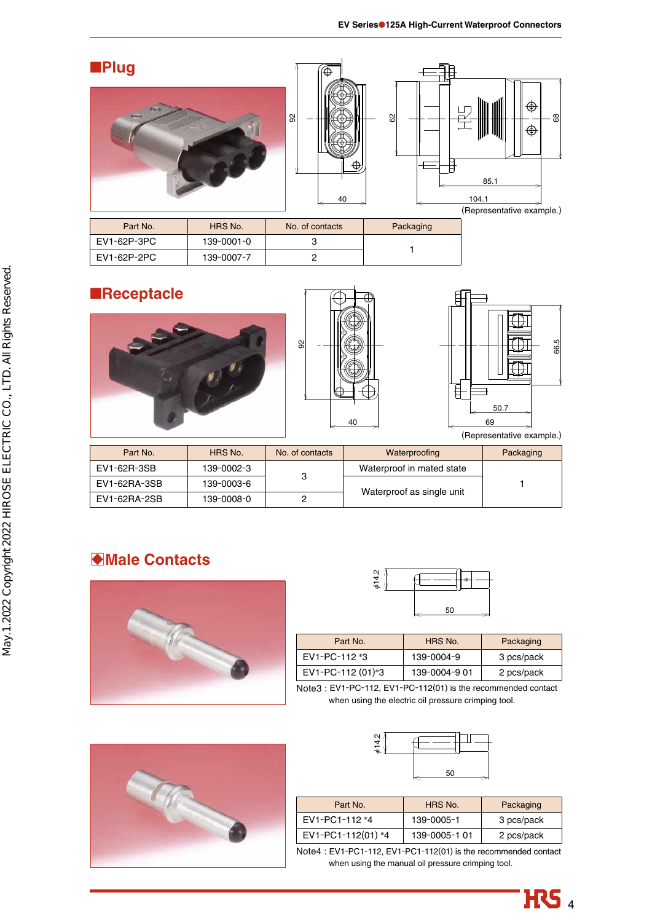## ■Plug

(Representative example.)

| Part No. | HRS No. | No. of contacts | Packaging |
|---|---|---|---|
| EV1-62P-3PC | 139-0001-0 | 3 | 1 |
| EV1-62P-2PC | 139-0007-7 | 2 | |

## ■Receptacle

(Representative example.)

| Part No. | HRS No. | No. of contacts | Waterproofing | Packaging |
|---|---|---|---|---|
| EV1-62R-3SB | 139-0002-3 | 3 | Waterproof in mated state | 1 |
| EV1-62RA-3SB | 139-0003-6 | | Waterproof as single unit | |
| EV1-62RA-2SB | 139-0008-0 | 2 | | |

## ◆Male Contacts

| Part No. | HRS No. | Packaging |
|---|---|---|
| EV1-PC-112 *3 | 139-0004-9 | 3 pcs/pack |
| EV1-PC-112 (01)*3 | 139-0004-9 01 | 2 pcs/pack |

Note3 : EV1-PC-112, EV1-PC-112(01) is the recommended contact when using the electric oil pressure crimping tool.

| Part No. | HRS No. | Packaging |
|---|---|---|
| EV1-PC1-112 *4 | 139-0005-1 | 3 pcs/pack |
| EV1-PC1-112(01) *4 | 139-0005-1 01 | 2 pcs/pack |

Note4 : EV1-PC1-112, EV1-PC1-112(01) is the recommended contact when using the manual oil pressure crimping tool.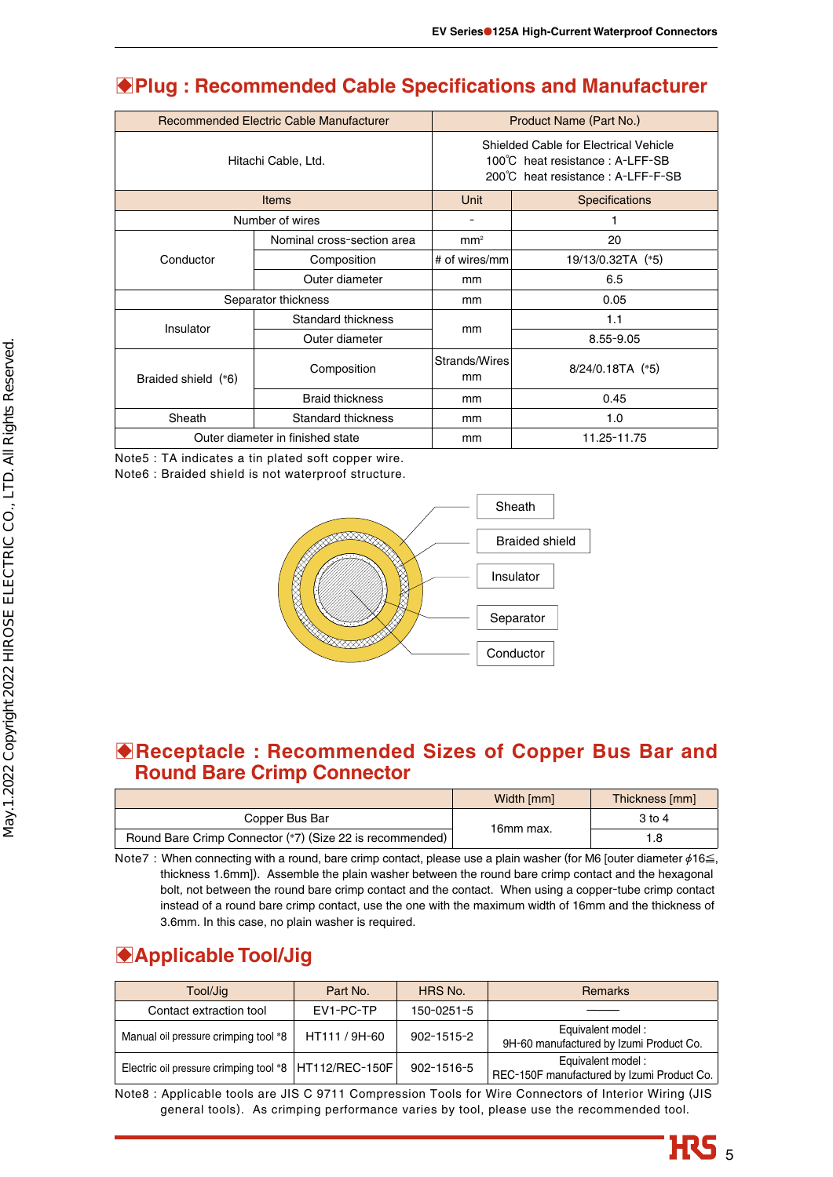## ◆Plug : Recommended Cable Specifications and Manufacturer

| Recommended Electric Cable Manufacturer | | Product Name (Part No.) | |
|---|---|---|---|
| Hitachi Cable, Ltd. | | Shielded Cable for Electrical Vehicle<br>100℃ heat resistance : A-LFF-SB<br>200℃ heat resistance : A-LFF-F-SB | |
| Items | | Unit | Specifications |
| Number of wires | | - | 1 |
| Conductor | Nominal cross-section area | mm² | 20 |
| | Composition | # of wires/mm | 19/13/0.32TA (*5) |
| | Outer diameter | mm | 6.5 |
| Separator thickness | | mm | 0.05 |
| Insulator | Standard thickness | mm | 1.1 |
| | Outer diameter | mm | 8.55-9.05 |
| Braided shield (*6) | Composition | Strands/Wires mm | 8/24/0.18TA (*5) |
| | Braid thickness | mm | 0.45 |
| Sheath | Standard thickness | mm | 1.0 |
| Outer diameter in finished state | | mm | 11.25-11.75 |

Note5 : TA indicates a tin plated soft copper wire.
Note6 : Braided shield is not waterproof structure.

Sheath
Braided shield
Insulator
Separator
Conductor

## ◆Receptacle : Recommended Sizes of Copper Bus Bar and Round Bare Crimp Connector

| | Width [mm] | Thickness [mm] |
|---|---|---|
| Copper Bus Bar | 16mm max. | 3 to 4 |
| Round Bare Crimp Connector (*7) (Size 22 is recommended) | | 1.8 |

Note7 : When connecting with a round, bare crimp contact, please use a plain washer (for M6 [outer diameter $\phi$16≦, thickness 1.6mm]). Assemble the plain washer between the round bare crimp contact and the hexagonal bolt, not between the round bare crimp contact and the contact. When using a copper-tube crimp contact instead of a round bare crimp contact, use the one with the maximum width of 16mm and the thickness of 3.6mm. In this case, no plain washer is required.

## ◆Applicable Tool/Jig

| Tool/Jig | Part No. | HRS No. | Remarks |
|---|---|---|---|
| Contact extraction tool | EV1-PC-TP | 150-0251-5 | ——— |
| Manual oil pressure crimping tool *8 | HT111 / 9H-60 | 902-1515-2 | Equivalent model :<br>9H-60 manufactured by Izumi Product Co. |
| Electric oil pressure crimping tool *8 | HT112/REC-150F | 902-1516-5 | Equivalent model :<br>REC-150F manufactured by Izumi Product Co. |

Note8 : Applicable tools are JIS C 9711 Compression Tools for Wire Connectors of Interior Wiring (JIS general tools). As crimping performance varies by tool, please use the recommended tool.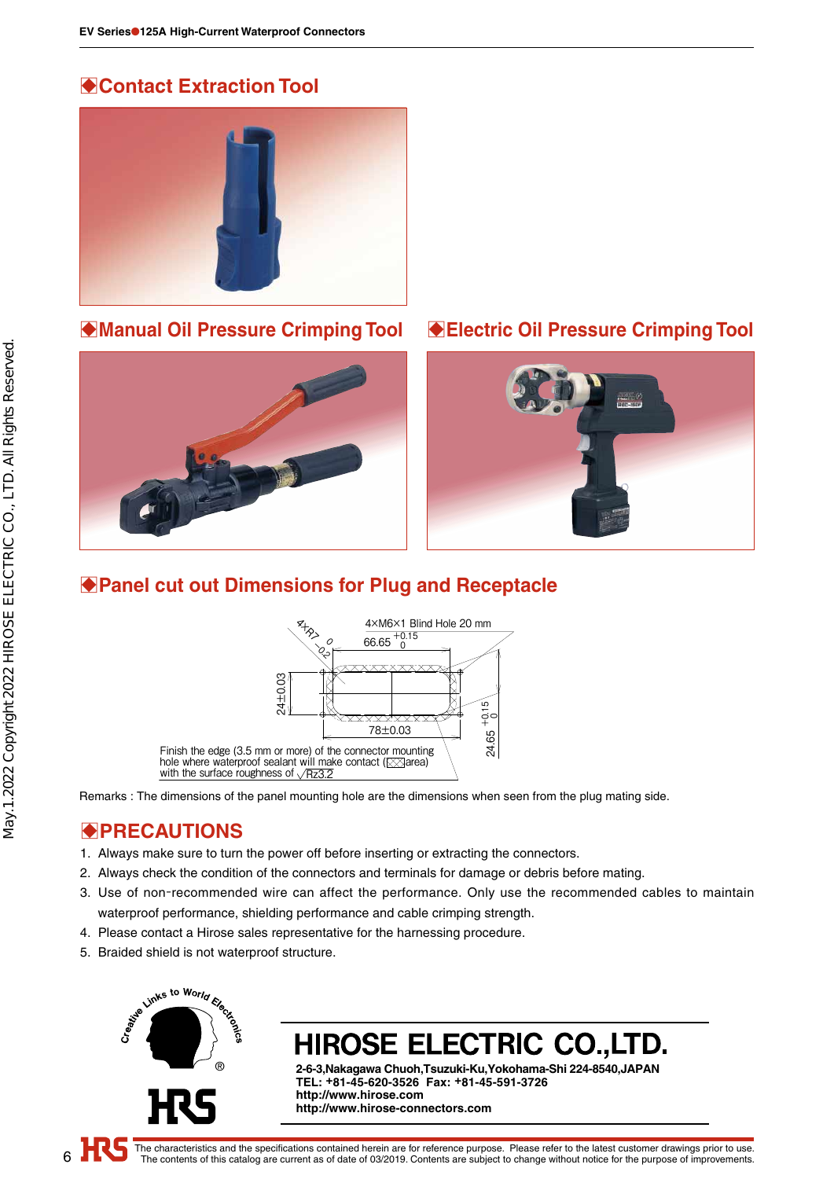## ◆Contact Extraction Tool

## ◆Manual Oil Pressure Crimping Tool

## ◆Electric Oil Pressure Crimping Tool

## ◆Panel cut out Dimensions for Plug and Receptacle

4×R7 $^{0}_{-0.2}$

4×M6×1 Blind Hole 20 mm

66.65 $^{+0.15}_{0}$

24±0.03

78±0.03

24.65 $^{+0.15}_{0}$

Finish the edge (3.5 mm or more) of the connector mounting hole where waterproof sealant will make contact (☒area) with the surface roughness of √Rz3.2

Remarks : The dimensions of the panel mounting hole are the dimensions when seen from the plug mating side.

## ◆PRECAUTIONS

1. Always make sure to turn the power off before inserting or extracting the connectors.
2. Always check the condition of the connectors and terminals for damage or debris before mating.
3. Use of non-recommended wire can affect the performance. Only use the recommended cables to maintain waterproof performance, shielding performance and cable crimping strength.
4. Please contact a Hirose sales representative for the harnessing procedure.
5. Braided shield is not waterproof structure.

Creative Links to World Electronics

HRS

# HIROSE ELECTRIC CO.,LTD.

**2-6-3,Nakagawa Chuoh,Tsuzuki-Ku,Yokohama-Shi 224-8540,JAPAN**
**TEL: +81-45-620-3526 Fax: +81-45-591-3726**
**http://www.hirose.com**
**http://www.hirose-connectors.com**

The characteristics and the specifications contained herein are for reference purpose. Please refer to the latest customer drawings prior to use.
The contents of this catalog are current as of date of 03/2019. Contents are subject to change without notice for the purpose of improvements.